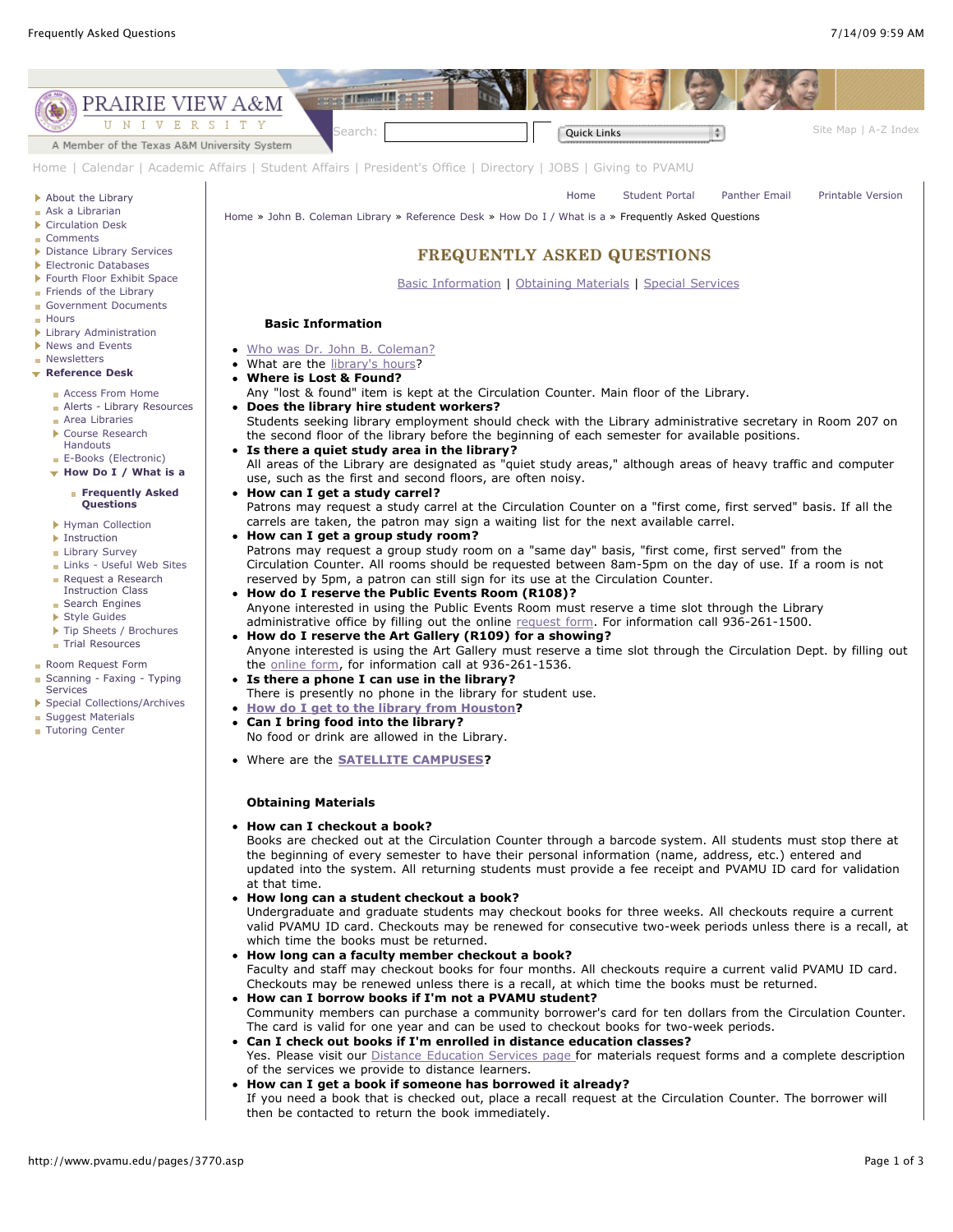# FREQUENTLY ASKED QUESTIONS

Basic Information | Obtaining Materials | Special Services

### Basic Information

- Who was Dr. John B. Coleman?
- What are the library's hours?
- **Where is Lost & Found?**
  Any "lost & found" item is kept at the Circulation Counter. Main floor of the Library.
- **Does the library hire student workers?**
  Students seeking library employment should check with the Library administrative secretary in Room 207 on the second floor of the library before the beginning of each semester for available positions.
- **Is there a quiet study area in the library?**
  All areas of the Library are designated as "quiet study areas," although areas of heavy traffic and computer use, such as the first and second floors, are often noisy.
- **How can I get a study carrel?**
  Patrons may request a study carrel at the Circulation Counter on a "first come, first served" basis. If all the carrels are taken, the patron may sign a waiting list for the next available carrel.
- **How can I get a group study room?**
  Patrons may request a group study room on a "same day" basis, "first come, first served" from the Circulation Counter. All rooms should be requested between 8am-5pm on the day of use. If a room is not reserved by 5pm, a patron can still sign for its use at the Circulation Counter.
- **How do I reserve the Public Events Room (R108)?**
  Anyone interested in using the Public Events Room must reserve a time slot through the Library administrative office by filling out the online request form. For information call 936-261-1500.
- **How do I reserve the Art Gallery (R109) for a showing?**
  Anyone interested is using the Art Gallery must reserve a time slot through the Circulation Dept. by filling out the online form, for information call at 936-261-1536.
- **Is there a phone I can use in the library?**
  There is presently no phone in the library for student use.
- **How do I get to the library from Houston?**
- **Can I bring food into the library?**
  No food or drink are allowed in the Library.
- Where are the **SATELLITE CAMPUSES**?

### Obtaining Materials

- **How can I checkout a book?**
  Books are checked out at the Circulation Counter through a barcode system. All students must stop there at the beginning of every semester to have their personal information (name, address, etc.) entered and updated into the system. All returning students must provide a fee receipt and PVAMU ID card for validation at that time.
- **How long can a student checkout a book?**
  Undergraduate and graduate students may checkout books for three weeks. All checkouts require a current valid PVAMU ID card. Checkouts may be renewed for consecutive two-week periods unless there is a recall, at which time the books must be returned.
- **How long can a faculty member checkout a book?**
  Faculty and staff may checkout books for four months. All checkouts require a current valid PVAMU ID card. Checkouts may be renewed unless there is a recall, at which time the books must be returned.
- **How can I borrow books if I'm not a PVAMU student?**
  Community members can purchase a community borrower's card for ten dollars from the Circulation Counter. The card is valid for one year and can be used to checkout books for two-week periods.
- **Can I check out books if I'm enrolled in distance education classes?**
  Yes. Please visit our Distance Education Services page for materials request forms and a complete description of the services we provide to distance learners.
- **How can I get a book if someone has borrowed it already?**
  If you need a book that is checked out, place a recall request at the Circulation Counter. The borrower will then be contacted to return the book immediately.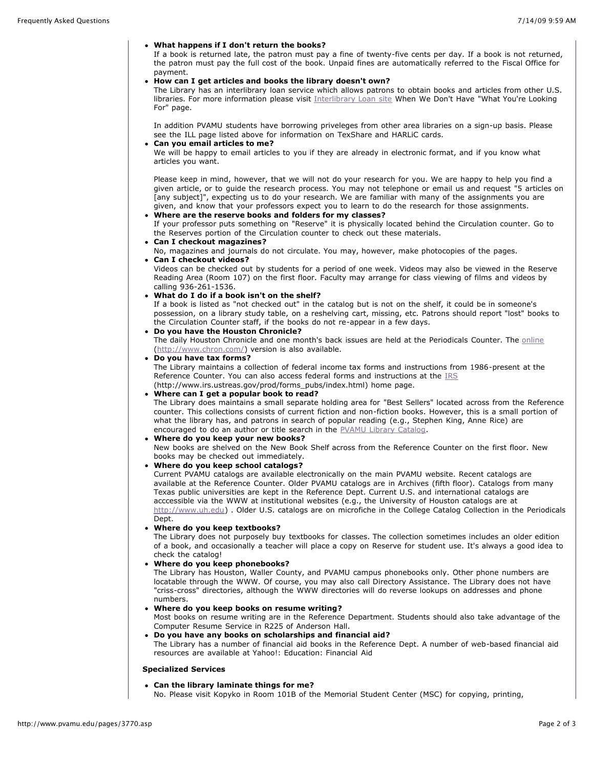- **What happens if I don't return the books?**
  If a book is returned late, the patron must pay a fine of twenty-five cents per day. If a book is not returned, the patron must pay the full cost of the book. Unpaid fines are automatically referred to the Fiscal Office for payment.
- **How can I get articles and books the library doesn't own?**
  The Library has an interlibrary loan service which allows patrons to obtain books and articles from other U.S. libraries. For more information please visit Interlibrary Loan site When We Don't Have "What You're Looking For" page.

  In addition PVAMU students have borrowing priveleges from other area libraries on a sign-up basis. Please see the ILL page listed above for information on TexShare and HARLiC cards.
- **Can you email articles to me?**
  We will be happy to email articles to you if they are already in electronic format, and if you know what articles you want.

  Please keep in mind, however, that we will not do your research for you. We are happy to help you find a given article, or to guide the research process. You may not telephone or email us and request "5 articles on [any subject]", expecting us to do your research. We are familiar with many of the assignments you are given, and know that your professors expect you to learn to do the research for those assignments.
- **Where are the reserve books and folders for my classes?**
  If your professor puts something on "Reserve" it is physically located behind the Circulation counter. Go to the Reserves portion of the Circulation counter to check out these materials.
- **Can I checkout magazines?**
  No, magazines and journals do not circulate. You may, however, make photocopies of the pages.
- **Can I checkout videos?**
  Videos can be checked out by students for a period of one week. Videos may also be viewed in the Reserve Reading Area (Room 107) on the first floor. Faculty may arrange for class viewing of films and videos by calling 936-261-1536.
- **What do I do if a book isn't on the shelf?**
  If a book is listed as "not checked out" in the catalog but is not on the shelf, it could be in someone's possession, on a library study table, on a reshelving cart, missing, etc. Patrons should report "lost" books to the Circulation Counter staff, if the books do not re-appear in a few days.
- **Do you have the Houston Chronicle?**
  The daily Houston Chronicle and one month's back issues are held at the Periodicals Counter. The online (http://www.chron.com/) version is also available.
- **Do you have tax forms?**
  The Library maintains a collection of federal income tax forms and instructions from 1986-present at the Reference Counter. You can also access federal forms and instructions at the IRS (http://www.irs.ustreas.gov/prod/forms_pubs/index.html) home page.
- **Where can I get a popular book to read?**
  The Library does maintains a small separate holding area for "Best Sellers" located across from the Reference counter. This collections consists of current fiction and non-fiction books. However, this is a small portion of what the library has, and patrons in search of popular reading (e.g., Stephen King, Anne Rice) are encouraged to do an author or title search in the PVAMU Library Catalog.
- **Where do you keep your new books?**
  New books are shelved on the New Book Shelf across from the Reference Counter on the first floor. New books may be checked out immediately.
- **Where do you keep school catalogs?**
  Current PVAMU catalogs are available electronically on the main PVAMU website. Recent catalogs are available at the Reference Counter. Older PVAMU catalogs are in Archives (fifth floor). Catalogs from many Texas public universities are kept in the Reference Dept. Current U.S. and international catalogs are acccessible via the WWW at institutional websites (e.g., the University of Houston catalogs are at http://www.uh.edu) . Older U.S. catalogs are on microfiche in the College Catalog Collection in the Periodicals Dept.
- **Where do you keep textbooks?**
  The Library does not purposely buy textbooks for classes. The collection sometimes includes an older edition of a book, and occasionally a teacher will place a copy on Reserve for student use. It's always a good idea to check the catalog!
- **Where do you keep phonebooks?**
  The Library has Houston, Waller County, and PVAMU campus phonebooks only. Other phone numbers are locatable through the WWW. Of course, you may also call Directory Assistance. The Library does not have "criss-cross" directories, although the WWW directories will do reverse lookups on addresses and phone numbers.
- **Where do you keep books on resume writing?**
  Most books on resume writing are in the Reference Department. Students should also take advantage of the Computer Resume Service in R225 of Anderson Hall.
- **Do you have any books on scholarships and financial aid?**
  The Library has a number of financial aid books in the Reference Dept. A number of web-based financial aid resources are available at Yahoo!: Education: Financial Aid

**Specialized Services**

- **Can the library laminate things for me?**
  No. Please visit Kopyko in Room 101B of the Memorial Student Center (MSC) for copying, printing,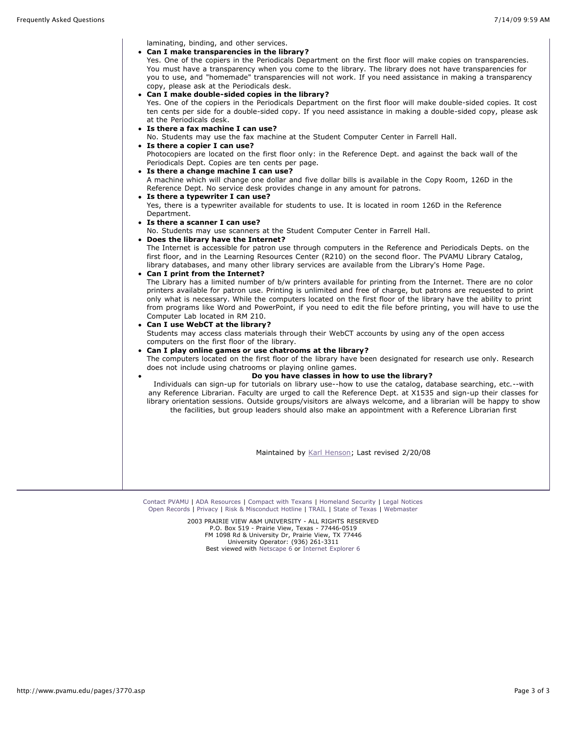laminating, binding, and other services.

- **Can I make transparencies in the library?**
  Yes. One of the copiers in the Periodicals Department on the first floor will make copies on transparencies. You must have a transparency when you come to the library. The library does not have transparencies for you to use, and "homemade" transparencies will not work. If you need assistance in making a transparency copy, please ask at the Periodicals desk.
- **Can I make double-sided copies in the library?**
  Yes. One of the copiers in the Periodicals Department on the first floor will make double-sided copies. It cost ten cents per side for a double-sided copy. If you need assistance in making a double-sided copy, please ask at the Periodicals desk.
- **Is there a fax machine I can use?**
  No. Students may use the fax machine at the Student Computer Center in Farrell Hall.
- **Is there a copier I can use?**
  Photocopiers are located on the first floor only: in the Reference Dept. and against the back wall of the Periodicals Dept. Copies are ten cents per page.
- **Is there a change machine I can use?**
  A machine which will change one dollar and five dollar bills is available in the Copy Room, 126D in the Reference Dept. No service desk provides change in any amount for patrons.
- **Is there a typewriter I can use?**
  Yes, there is a typewriter available for students to use. It is located in room 126D in the Reference Department.
- **Is there a scanner I can use?**
  No. Students may use scanners at the Student Computer Center in Farrell Hall.
- **Does the library have the Internet?**
  The Internet is accessible for patron use through computers in the Reference and Periodicals Depts. on the first floor, and in the Learning Resources Center (R210) on the second floor. The PVAMU Library Catalog, library databases, and many other library services are available from the Library's Home Page.
- **Can I print from the Internet?**
  The Library has a limited number of b/w printers available for printing from the Internet. There are no color printers available for patron use. Printing is unlimited and free of charge, but patrons are requested to print only what is necessary. While the computers located on the first floor of the library have the ability to print from programs like Word and PowerPoint, if you need to edit the file before printing, you will have to use the Computer Lab located in RM 210.
- **Can I use WebCT at the library?**
  Students may access class materials through their WebCT accounts by using any of the open access computers on the first floor of the library.
- **Can I play online games or use chatrooms at the library?**
  The computers located on the first floor of the library have been designated for research use only. Research does not include using chatrooms or playing online games.
- **Do you have classes in how to use the library?**
  Individuals can sign-up for tutorials on library use--how to use the catalog, database searching, etc.--with any Reference Librarian. Faculty are urged to call the Reference Dept. at X1535 and sign-up their classes for library orientation sessions. Outside groups/visitors are always welcome, and a librarian will be happy to show the facilities, but group leaders should also make an appointment with a Reference Librarian first

Maintained by Karl Henson; Last revised 2/20/08

Contact PVAMU | ADA Resources | Compact with Texans | Homeland Security | Legal Notices
Open Records | Privacy | Risk & Misconduct Hotline | TRAIL | State of Texas | Webmaster

2003 PRAIRIE VIEW A&M UNIVERSITY - ALL RIGHTS RESERVED
P.O. Box 519 - Prairie View, Texas - 77446-0519
FM 1098 Rd & University Dr, Prairie View, TX 77446
University Operator: (936) 261-3311
Best viewed with Netscape 6 or Internet Explorer 6